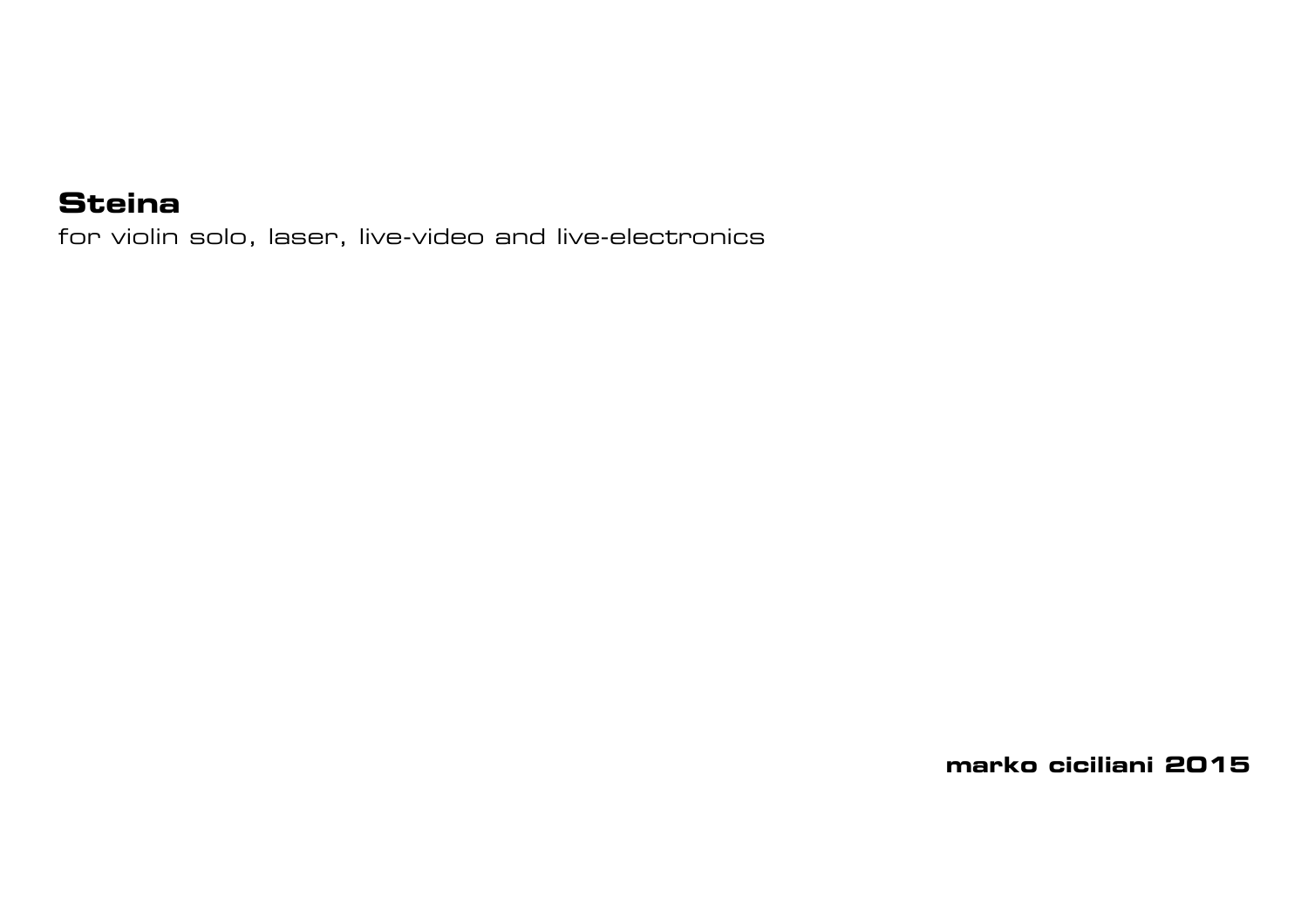# Steina

for violin solo, laser, live-video and live-electronics

**marko ciciliani 2015**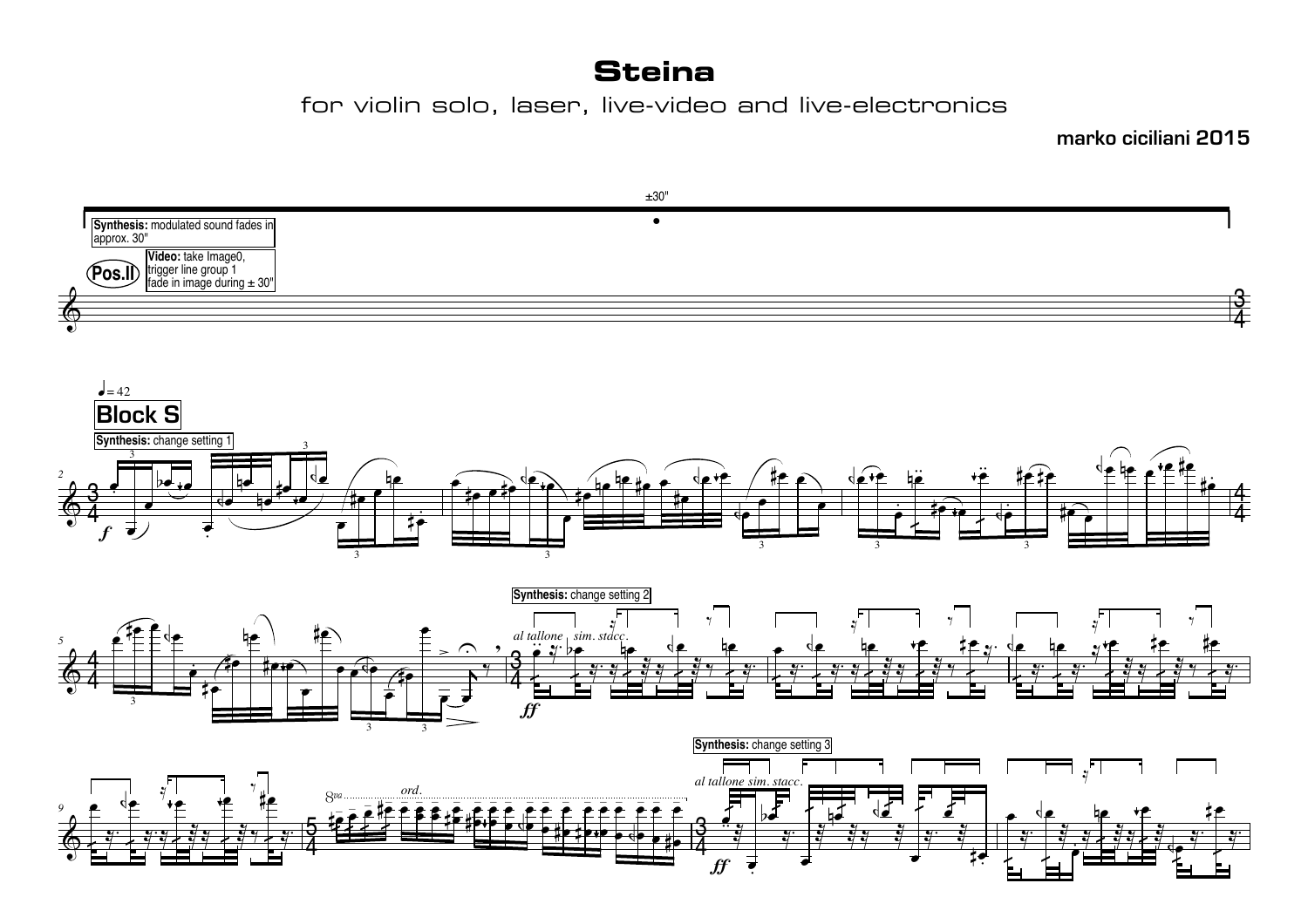# Steina

for violin solo, laser, live-video and live-electronics

**marko ciciliani 2015**

±30"

**Synthesis:** modulated sound fades in approx. 30"

**Pos.II**

**Video:** take Image0, trigger line group 1 fade in image during ± 30"

♩ = 42

**Block S**

**Synthesis:** change setting 1

*f*

**Synthesis:** change setting 2

*al tallone* *sim. stacc.*

*ff*

*8va* *ord.*

**Synthesis:** change setting 3

*al tallone sim. stacc.*

*ff*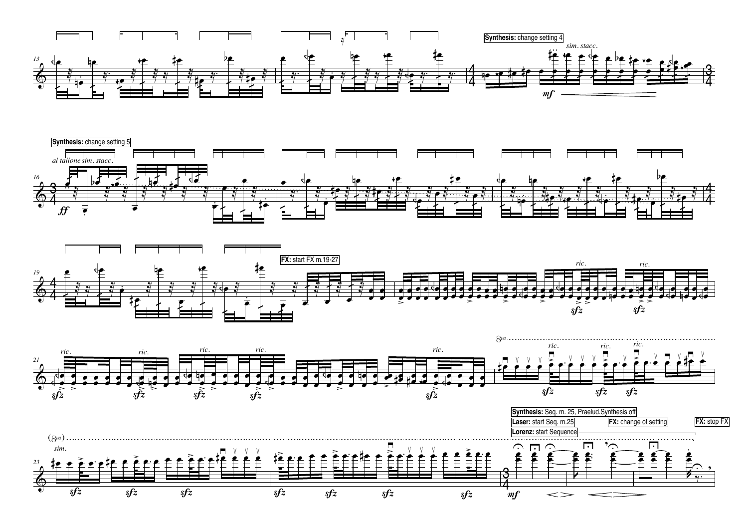**Synthesis:** change setting 4

*sim. stacc.*

**Synthesis:** change setting 5

*al tallone sim. stacc.*

**FX:** start FX m.19-27

*ric.*

*sim.*

**Synthesis:** Seq. m. 25, Praelud.Synthesis off

**Laser:** start Seq. m.25

**FX:** change of setting

**FX:** stop FX

**Lorenz:** start Sequence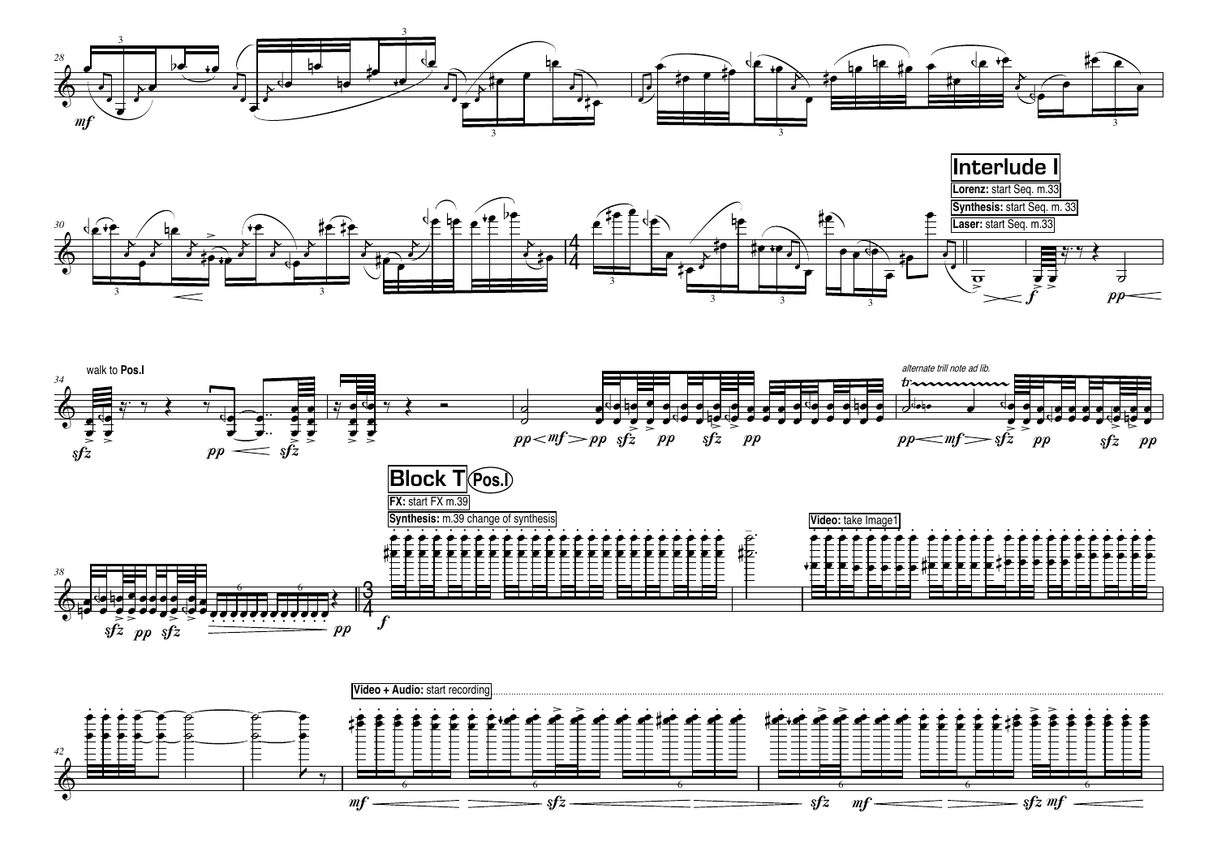**Interlude I**

**Lorenz:** start Seq. m.33

**Synthesis:** start Seq. m. 33

**Laser:** start Seq. m.33

walk to **Pos.I**

*alternate trill note ad lib.*

**Block T** (Pos.I)

**FX:** start FX m.39

**Synthesis:** m.39 change of synthesis

**Video:** take Image1

**Video + Audio:** start recording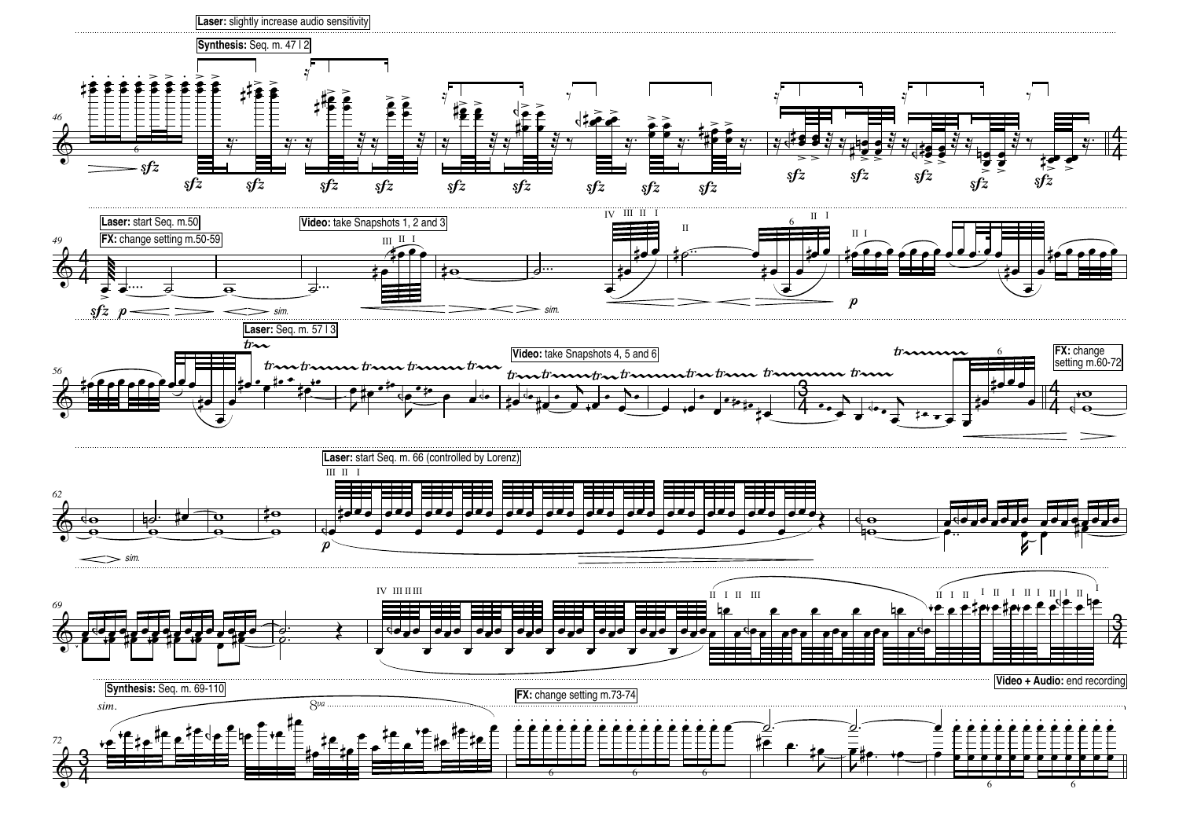**Laser:** slightly increase audio sensitivity

**Synthesis:** Seq. m. 47 | 2

**Laser:** start Seq. m.50

**FX:** change setting m.50-59

**Video:** take Snapshots 1, 2 and 3

**Laser:** Seq. m. 57 | 3

**Video:** take Snapshots 4, 5 and 6

**FX:** change setting m.60-72

**Laser:** start Seq. m. 66 (controlled by Lorenz)

**Video + Audio:** end recording

**Synthesis:** Seq. m. 69-110

**FX:** change setting m.73-74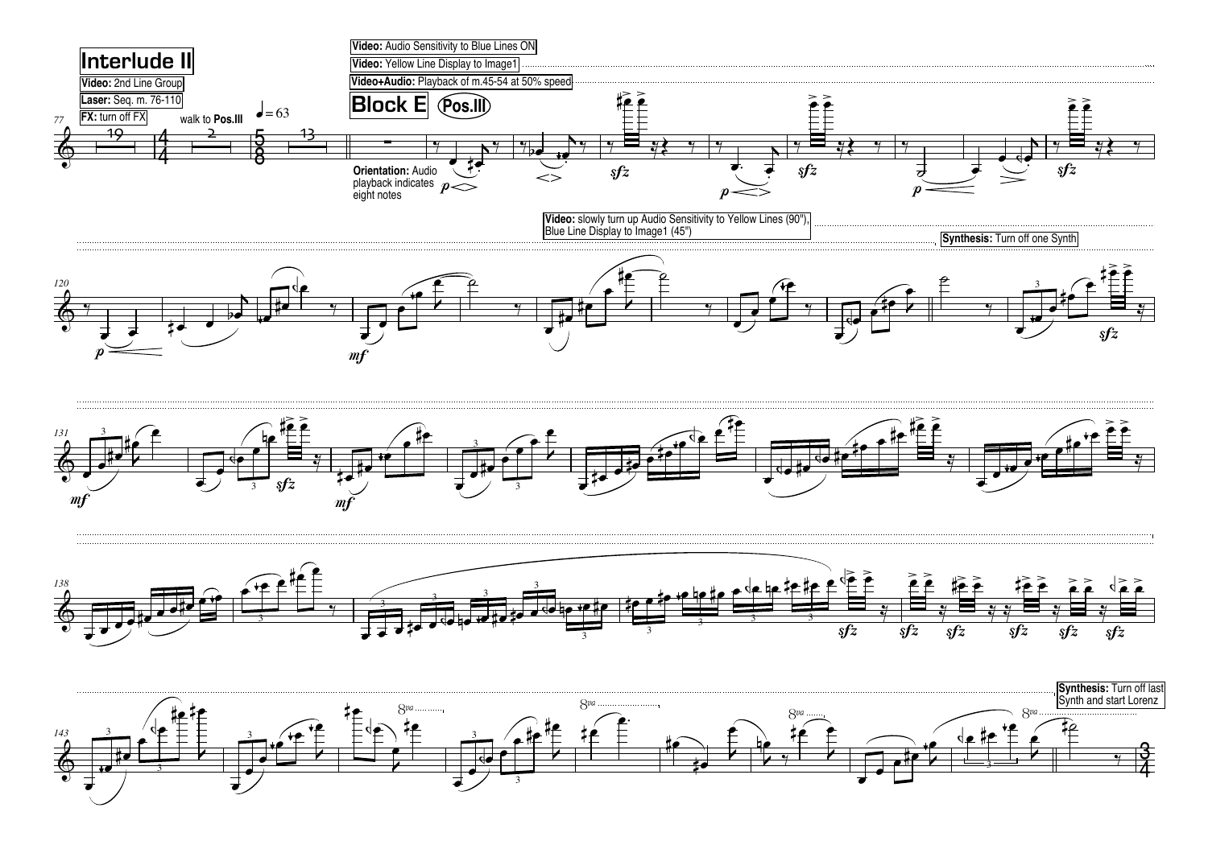# Interlude II

**Video:** 2nd Line Group

**Laser:** Seq. m. 76-110

**FX:** turn off FX

walk to **Pos.III**

♩ = 63

**Video:** Audio Sensitivity to Blue Lines ON

**Video:** Yellow Line Display to Image1

**Video+Audio:** Playback of m.45-54 at 50% speed

## Block E (Pos.III)

**Orientation:** Audio playback indicates eight notes

**Video:** slowly turn up Audio Sensitivity to Yellow Lines (90"), Blue Line Display to Image1 (45")

**Synthesis:** Turn off one Synth

**Synthesis:** Turn off last Synth and start Lorenz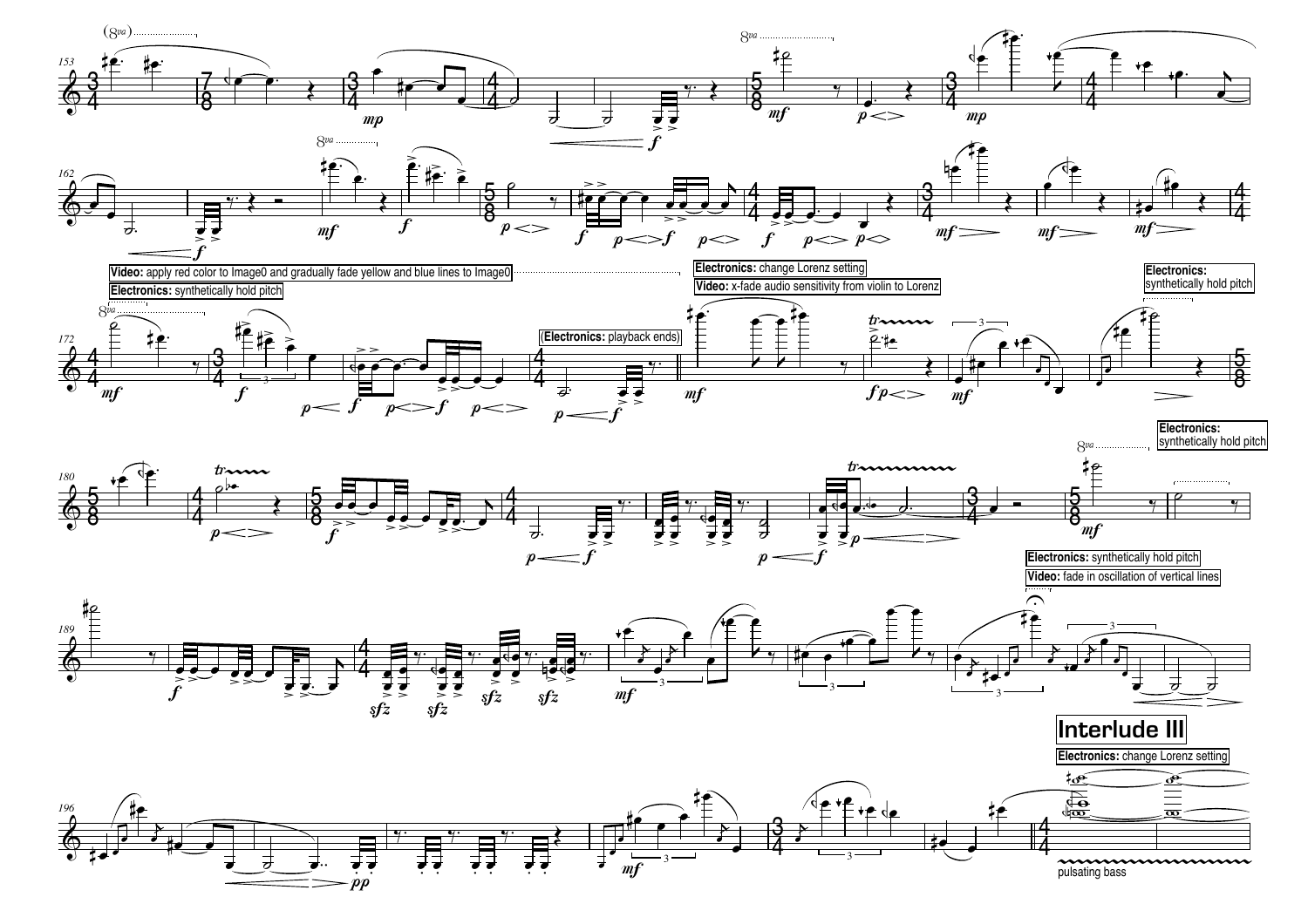**Video:** apply red color to Image0 and gradually fade yellow and blue lines to Image0

**Electronics:** synthetically hold pitch

(**Electronics:** playback ends)

**Electronics:** change Lorenz setting

**Video:** x-fade audio sensitivity from violin to Lorenz

**Electronics:** synthetically hold pitch

**Electronics:** synthetically hold pitch

**Electronics:** synthetically hold pitch

**Video:** fade in oscillation of vertical lines

## Interlude III

**Electronics:** change Lorenz setting

pulsating bass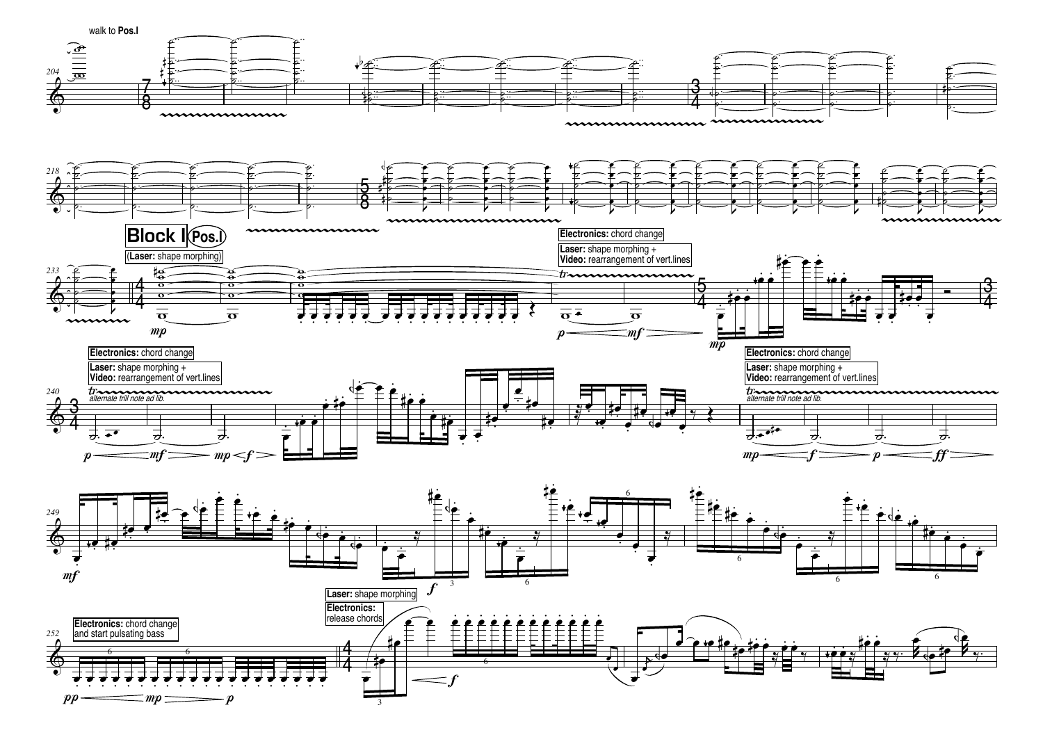walk to **Pos.I**

**Block I** (Pos.I)

(**Laser:** shape morphing)

**Electronics:** chord change

**Laser:** shape morphing +
**Video:** rearrangement of vert.lines

*alternate trill note ad lib.*

**Electronics:** chord change

**Laser:** shape morphing +
**Video:** rearrangement of vert.lines

*alternate trill note ad lib.*

**Electronics:** chord change

**Laser:** shape morphing +
**Video:** rearrangement of vert.lines

*alternate trill note ad lib.*

**Electronics:** chord change
and start pulsating bass

**Laser:** shape morphing

**Electronics:**
release chords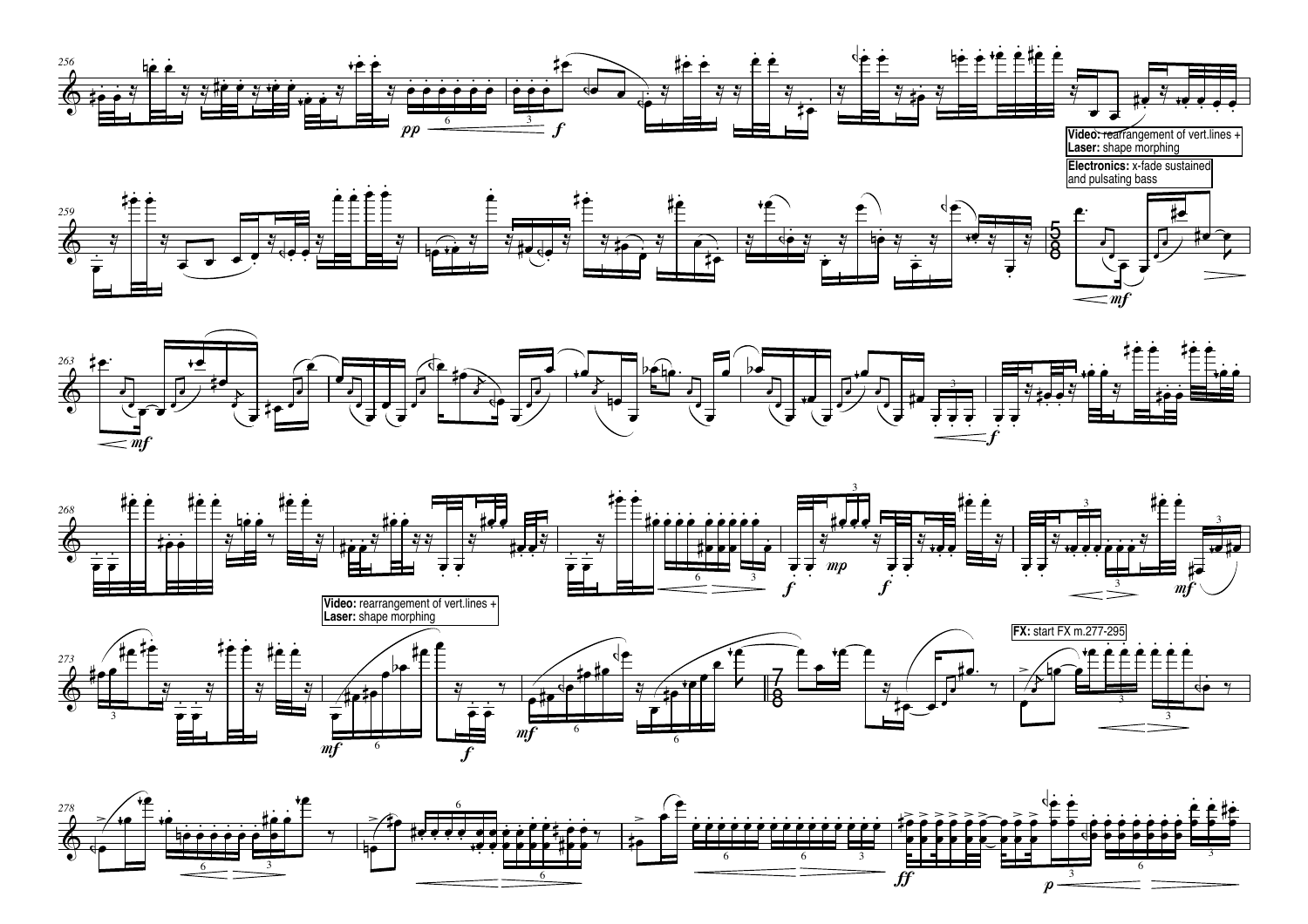**Video:** rearrangement of vert.lines +
**Laser:** shape morphing

**Electronics:** x-fade sustained and pulsating bass

**Video:** rearrangement of vert.lines +
**Laser:** shape morphing

**FX:** start FX m.277-295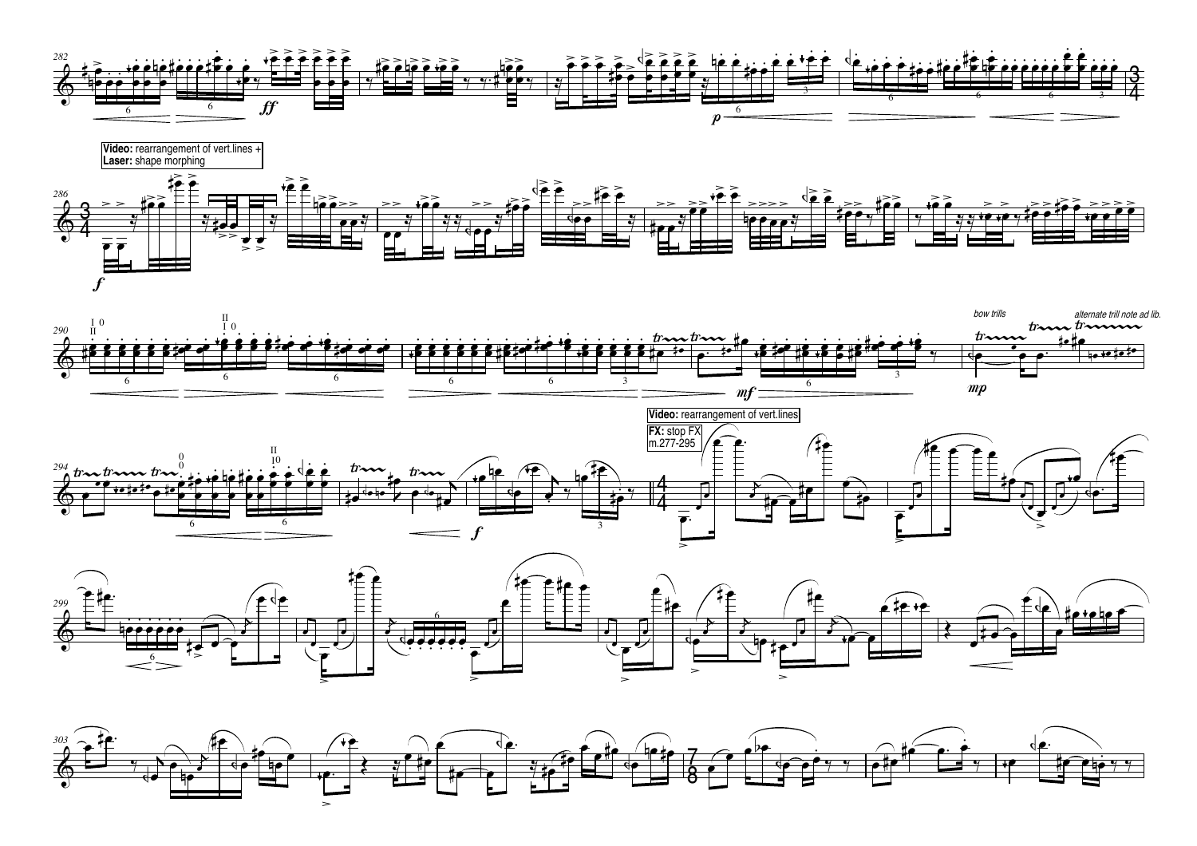**Video:** rearrangement of vert.lines +
**Laser:** shape morphing

bow trills

alternate trill note ad lib.

**Video:** rearrangement of vert.lines

**FX:** stop FX
m.277-295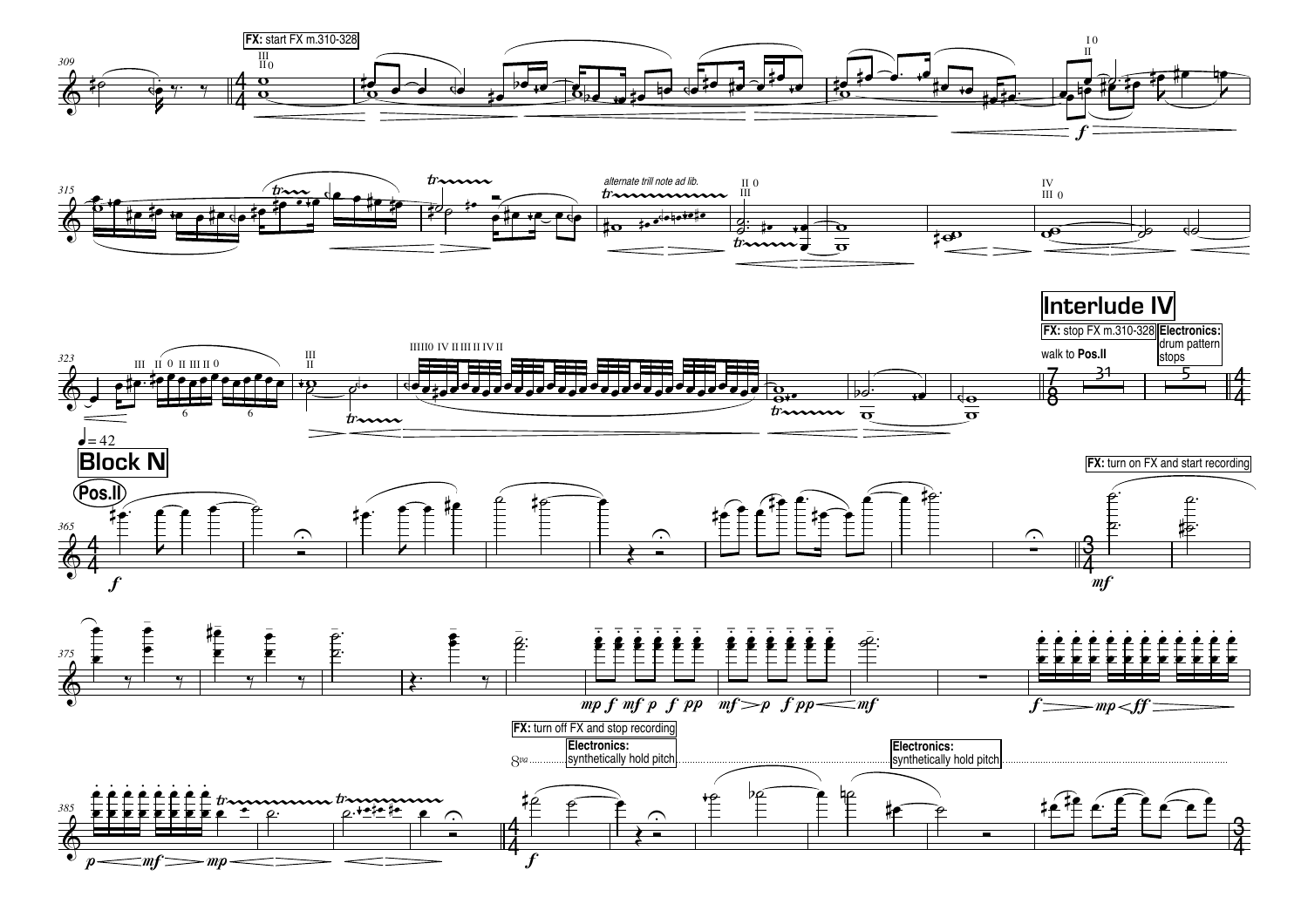**FX:** start FX m.310-328

**Interlude IV**

**FX:** stop FX m.310-328

walk to **Pos.II**

**Electronics:** drum pattern stops

♩= 42

**Block N**

**Pos.II**

**FX:** turn on FX and start recording

**FX:** turn off FX and stop recording

**Electronics:** synthetically hold pitch

**Electronics:** synthetically hold pitch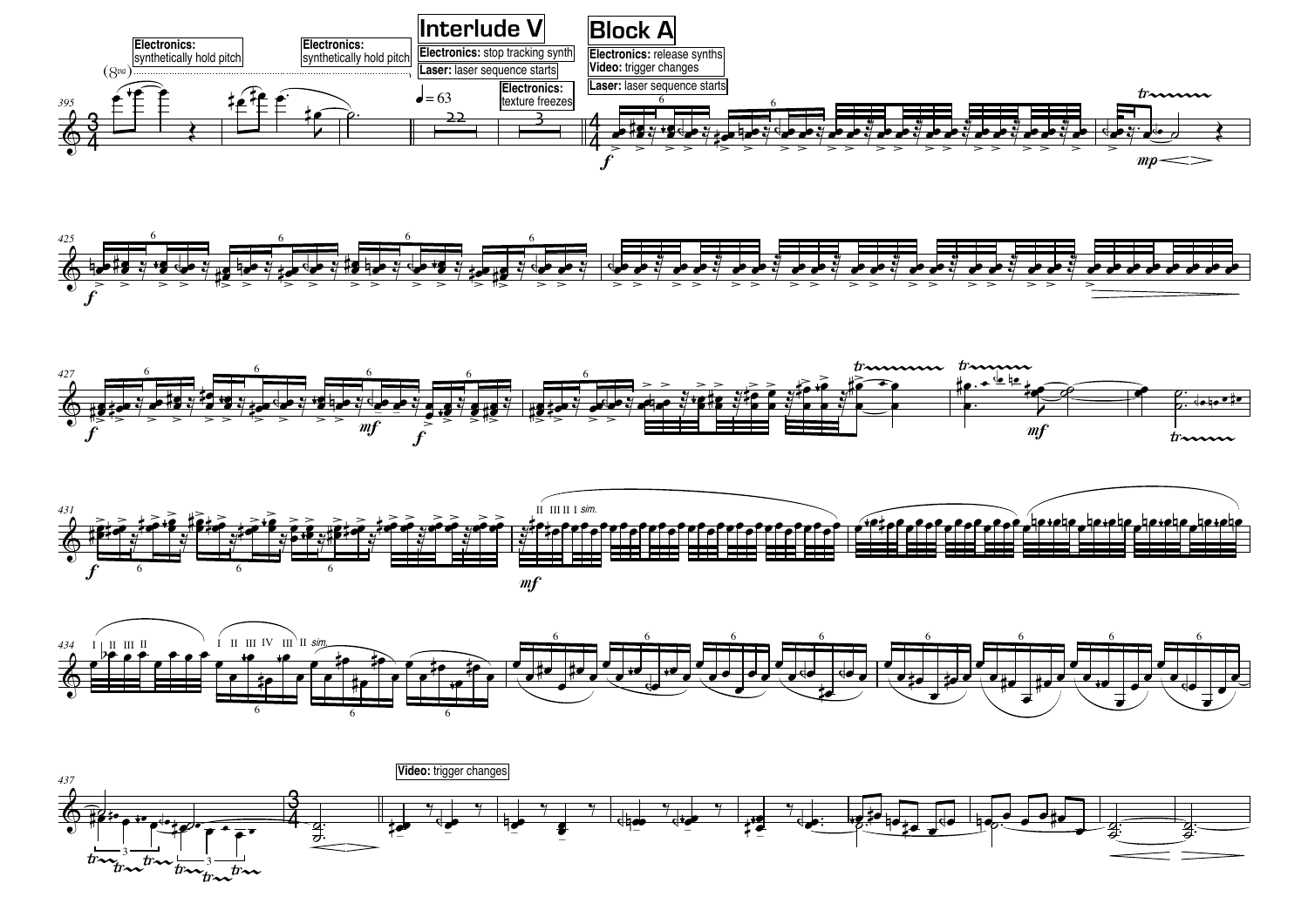Electronics: synthetically hold pitch

Electronics: synthetically hold pitch

## Interlude V

Electronics: stop tracking synth

Laser: laser sequence starts

Electronics: texture freezes

♩ = 63

## Block A

Electronics: release synths

Video: trigger changes

Laser: laser sequence starts

Video: trigger changes